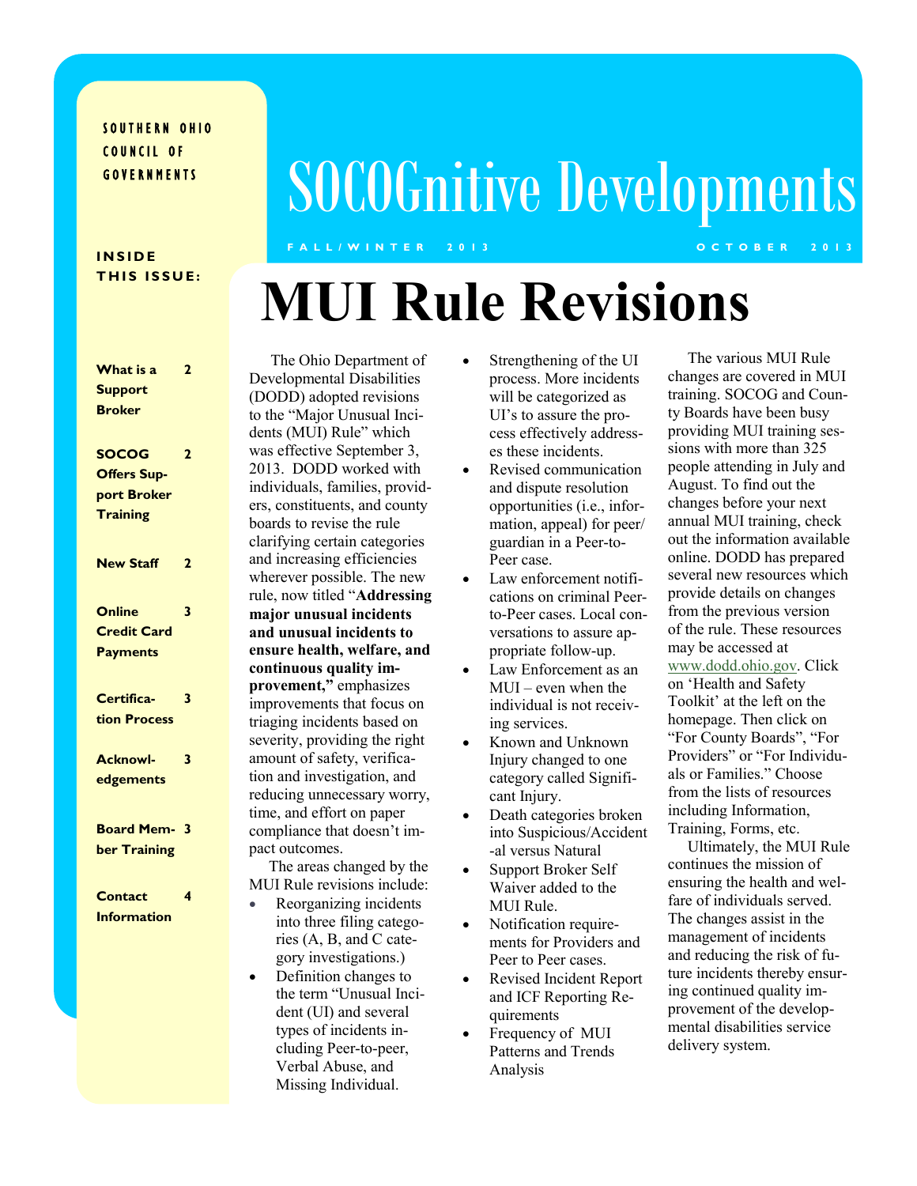SOUTHERN OHIO COUNCIL OF GOVERNMENTS

# SOCOGnitive Developments

FALL/WINTER 2013 — OCTOBER 2013

**INSIDE THIS ISSUE:**

| | |
|---|---|
| What is a Support Broker | 2 |
| SOCOG Offers Support Broker Training | 2 |
| New Staff | 2 |
| Online Credit Card Payments | 3 |
| Certification Process | 3 |
| Acknowledgements | 3 |
| Board Member Training | 3 |
| Contact Information | 4 |

# MUI Rule Revisions

The Ohio Department of Developmental Disabilities (DODD) adopted revisions to the "Major Unusual Incidents (MUI) Rule" which was effective September 3, 2013. DODD worked with individuals, families, providers, constituents, and county boards to revise the rule clarifying certain categories and increasing efficiencies wherever possible. The new rule, now titled "**Addressing major unusual incidents and unusual incidents to ensure health, welfare, and continuous quality improvement,"** emphasizes improvements that focus on triaging incidents based on severity, providing the right amount of safety, verification and investigation, and reducing unnecessary worry, time, and effort on paper compliance that doesn't impact outcomes.

The areas changed by the MUI Rule revisions include:

- Reorganizing incidents into three filing categories (A, B, and C category investigations.)
- Definition changes to the term "Unusual Incident (UI) and several types of incidents including Peer-to-peer, Verbal Abuse, and Missing Individual.
- Strengthening of the UI process. More incidents will be categorized as UI's to assure the process effectively addresses these incidents.
- Revised communication and dispute resolution opportunities (i.e., information, appeal) for peer/guardian in a Peer-to-Peer case.
- Law enforcement notifications on criminal Peer-to-Peer cases. Local conversations to assure appropriate follow-up.
- Law Enforcement as an MUI – even when the individual is not receiving services.
- Known and Unknown Injury changed to one category called Significant Injury.
- Death categories broken into Suspicious/Accidental versus Natural
- Support Broker Self Waiver added to the MUI Rule.
- Notification requirements for Providers and Peer to Peer cases.
- Revised Incident Report and ICF Reporting Requirements
- Frequency of MUI Patterns and Trends Analysis

The various MUI Rule changes are covered in MUI training. SOCOG and County Boards have been busy providing MUI training sessions with more than 325 people attending in July and August. To find out the changes before your next annual MUI training, check out the information available online. DODD has prepared several new resources which provide details on changes from the previous version of the rule. These resources may be accessed at www.dodd.ohio.gov. Click on 'Health and Safety Toolkit' at the left on the homepage. Then click on "For County Boards", "For Providers" or "For Individuals or Families." Choose from the lists of resources including Information, Training, Forms, etc.

Ultimately, the MUI Rule continues the mission of ensuring the health and welfare of individuals served. The changes assist in the management of incidents and reducing the risk of future incidents thereby ensuring continued quality improvement of the developmental disabilities service delivery system.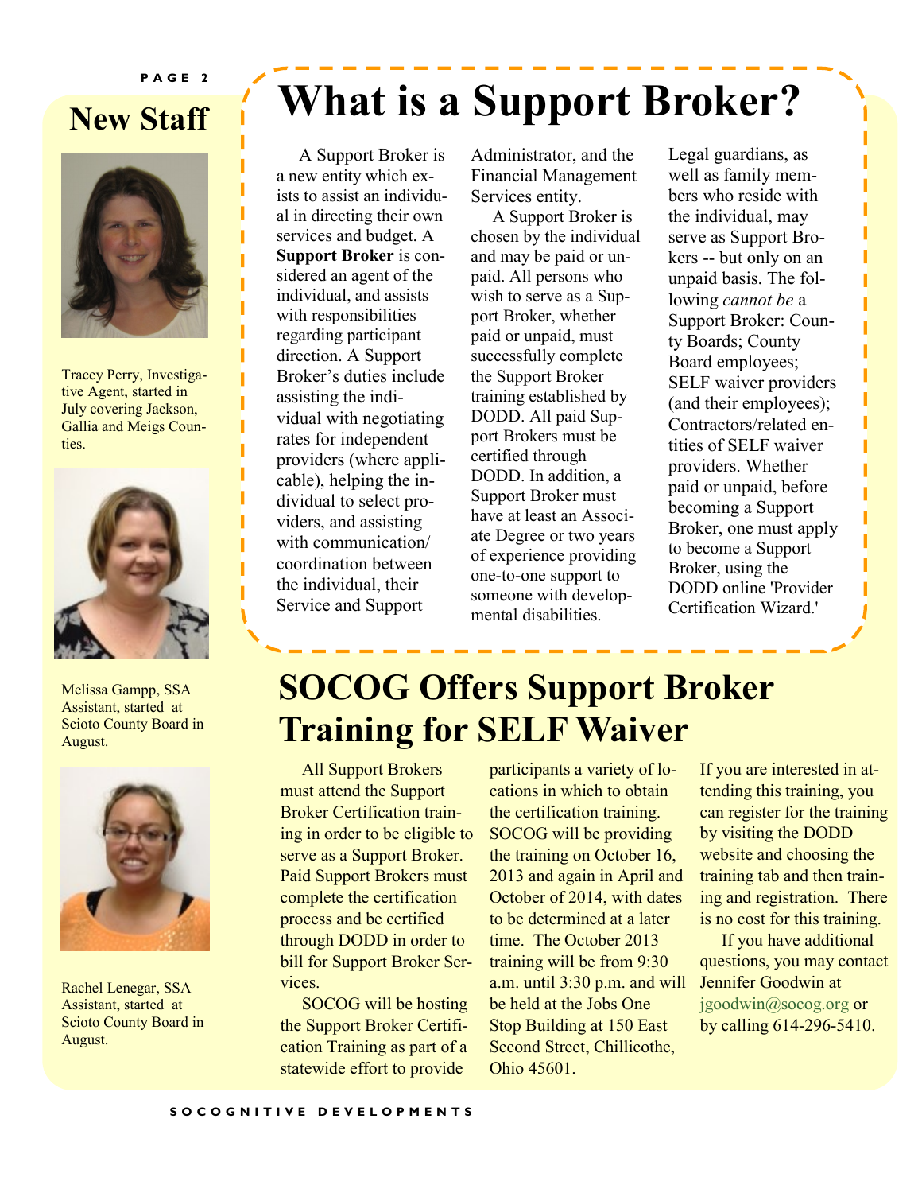## New Staff

Tracey Perry, Investigative Agent, started in July covering Jackson, Gallia and Meigs Counties.

Melissa Gampp, SSA Assistant, started at Scioto County Board in August.

Rachel Lenegar, SSA Assistant, started at Scioto County Board in August.

# What is a Support Broker?

A Support Broker is a new entity which exists to assist an individual in directing their own services and budget. A **Support Broker** is considered an agent of the individual, and assists with responsibilities regarding participant direction. A Support Broker's duties include assisting the individual with negotiating rates for independent providers (where applicable), helping the individual to select providers, and assisting with communication/coordination between the individual, their Service and Support Administrator, and the Financial Management Services entity.

A Support Broker is chosen by the individual and may be paid or unpaid. All persons who wish to serve as a Support Broker, whether paid or unpaid, must successfully complete the Support Broker training established by DODD. All paid Support Brokers must be certified through DODD. In addition, a Support Broker must have at least an Associate Degree or two years of experience providing one-to-one support to someone with developmental disabilities.

Legal guardians, as well as family members who reside with the individual, may serve as Support Brokers -- but only on an unpaid basis. The following *cannot be* a Support Broker: County Boards; County Board employees; SELF waiver providers (and their employees); Contractors/related entities of SELF waiver providers. Whether paid or unpaid, before becoming a Support Broker, one must apply to become a Support Broker, using the DODD online 'Provider Certification Wizard.'

# SOCOG Offers Support Broker Training for SELF Waiver

All Support Brokers must attend the Support Broker Certification training in order to be eligible to serve as a Support Broker. Paid Support Brokers must complete the certification process and be certified through DODD in order to bill for Support Broker Services.

SOCOG will be hosting the Support Broker Certification Training as part of a statewide effort to provide participants a variety of locations in which to obtain the certification training. SOCOG will be providing the training on October 16, 2013 and again in April and October of 2014, with dates to be determined at a later time. The October 2013 training will be from 9:30 a.m. until 3:30 p.m. and will be held at the Jobs One Stop Building at 150 East Second Street, Chillicothe, Ohio 45601.

If you are interested in attending this training, you can register for the training by visiting the DODD website and choosing the training tab and then training and registration. There is no cost for this training.

If you have additional questions, you may contact Jennifer Goodwin at jgoodwin@socog.org or by calling 614-296-5410.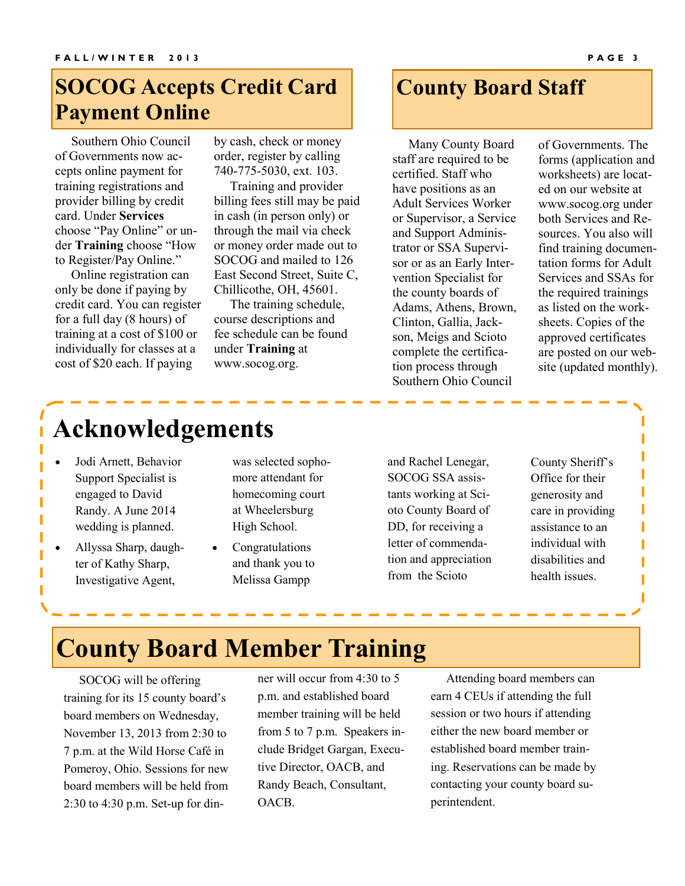## SOCOG Accepts Credit Card Payment Online

Southern Ohio Council of Governments now accepts online payment for training registrations and provider billing by credit card. Under **Services** choose "Pay Online" or under **Training** choose "How to Register/Pay Online."

Online registration can only be done if paying by credit card. You can register for a full day (8 hours) of training at a cost of $100 or individually for classes at a cost of $20 each. If paying by cash, check or money order, register by calling 740-775-5030, ext. 103.

Training and provider billing fees still may be paid in cash (in person only) or through the mail via check or money order made out to SOCOG and mailed to 126 East Second Street, Suite C, Chillicothe, OH, 45601.

The training schedule, course descriptions and fee schedule can be found under **Training** at www.socog.org.

## County Board Staff

Many County Board staff are required to be certified. Staff who have positions as an Adult Services Worker or Supervisor, a Service and Support Administrator or SSA Supervisor or as an Early Intervention Specialist for the county boards of Adams, Athens, Brown, Clinton, Gallia, Jackson, Meigs and Scioto complete the certification process through Southern Ohio Council of Governments. The forms (application and worksheets) are located on our website at www.socog.org under both Services and Resources. You also will find training documentation forms for Adult Services and SSAs for the required trainings as listed on the worksheets. Copies of the approved certificates are posted on our website (updated monthly).

# Acknowledgements

- Jodi Arnett, Behavior Support Specialist is engaged to David Randy. A June 2014 wedding is planned.
- Allyssa Sharp, daughter of Kathy Sharp, Investigative Agent, was selected sophomore attendant for homecoming court at Wheelersburg High School.
- Congratulations and thank you to Melissa Gampp and Rachel Lenegar, SOCOG SSA assistants working at Scioto County Board of DD, for receiving a letter of commendation and appreciation from the Scioto County Sheriff's Office for their generosity and care in providing assistance to an individual with disabilities and health issues.

# County Board Member Training

SOCOG will be offering training for its 15 county board's board members on Wednesday, November 13, 2013 from 2:30 to 7 p.m. at the Wild Horse Café in Pomeroy, Ohio. Sessions for new board members will be held from 2:30 to 4:30 p.m. Set-up for dinner will occur from 4:30 to 5 p.m. and established board member training will be held from 5 to 7 p.m. Speakers include Bridget Gargan, Executive Director, OACB, and Randy Beach, Consultant, OACB.

Attending board members can earn 4 CEUs if attending the full session or two hours if attending either the new board member or established board member training. Reservations can be made by contacting your county board superintendent.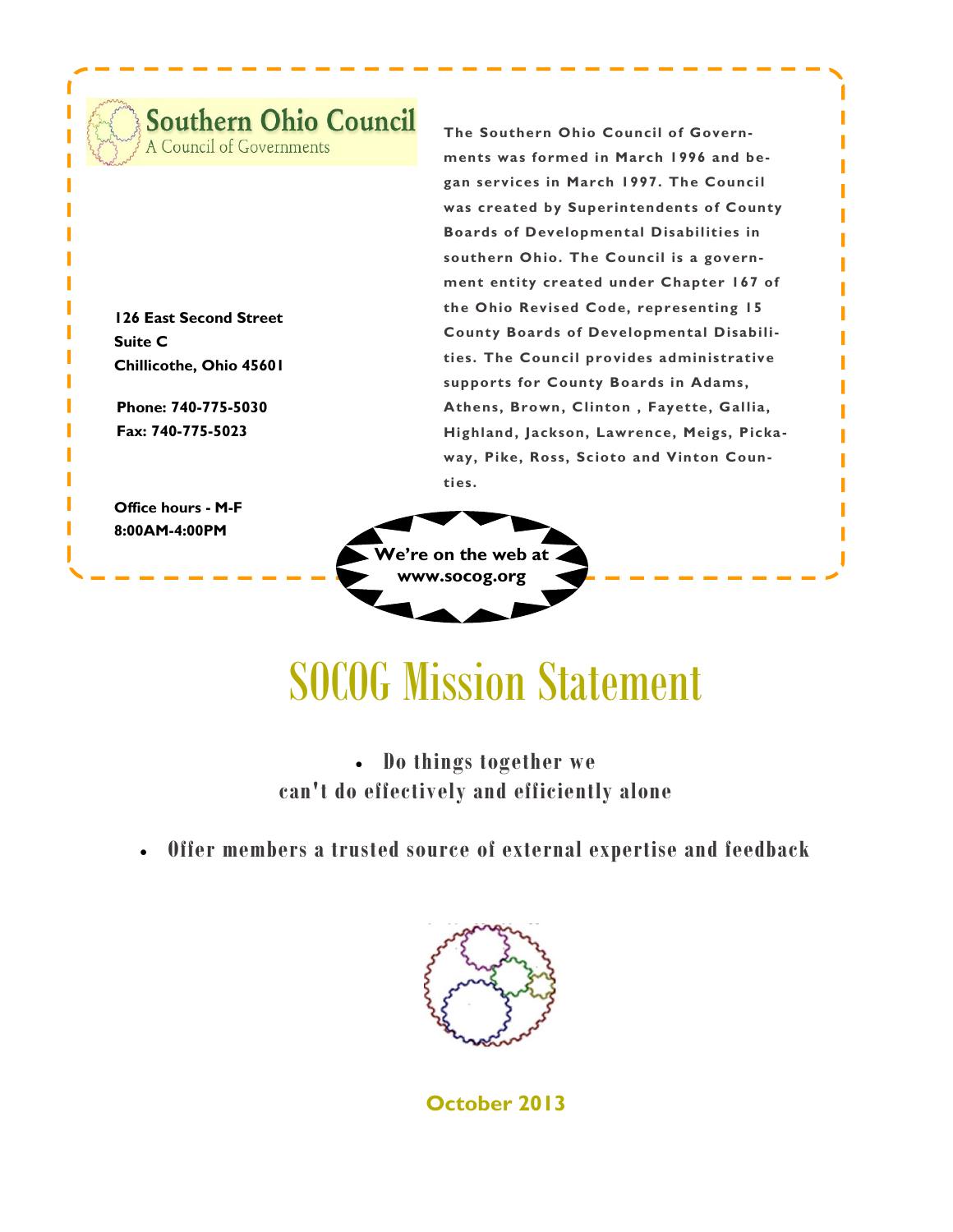**Southern Ohio Council**
A Council of Governments

**126 East Second Street**
**Suite C**
**Chillicothe, Ohio 45601**

**Phone: 740-775-5030**
**Fax: 740-775-5023**

**Office hours - M-F**
**8:00AM-4:00PM**

**The Southern Ohio Council of Governments was formed in March 1996 and began services in March 1997. The Council was created by Superintendents of County Boards of Developmental Disabilities in southern Ohio. The Council is a government entity created under Chapter 167 of the Ohio Revised Code, representing 15 County Boards of Developmental Disabilities. The Council provides administrative supports for County Boards in Adams, Athens, Brown, Clinton , Fayette, Gallia, Highland, Jackson, Lawrence, Meigs, Pickaway, Pike, Ross, Scioto and Vinton Counties.**

**We're on the web at www.socog.org**

# SOCOG Mission Statement

- **Do things together we can't do effectively and efficiently alone**
- **Offer members a trusted source of external expertise and feedback**

**October 2013**